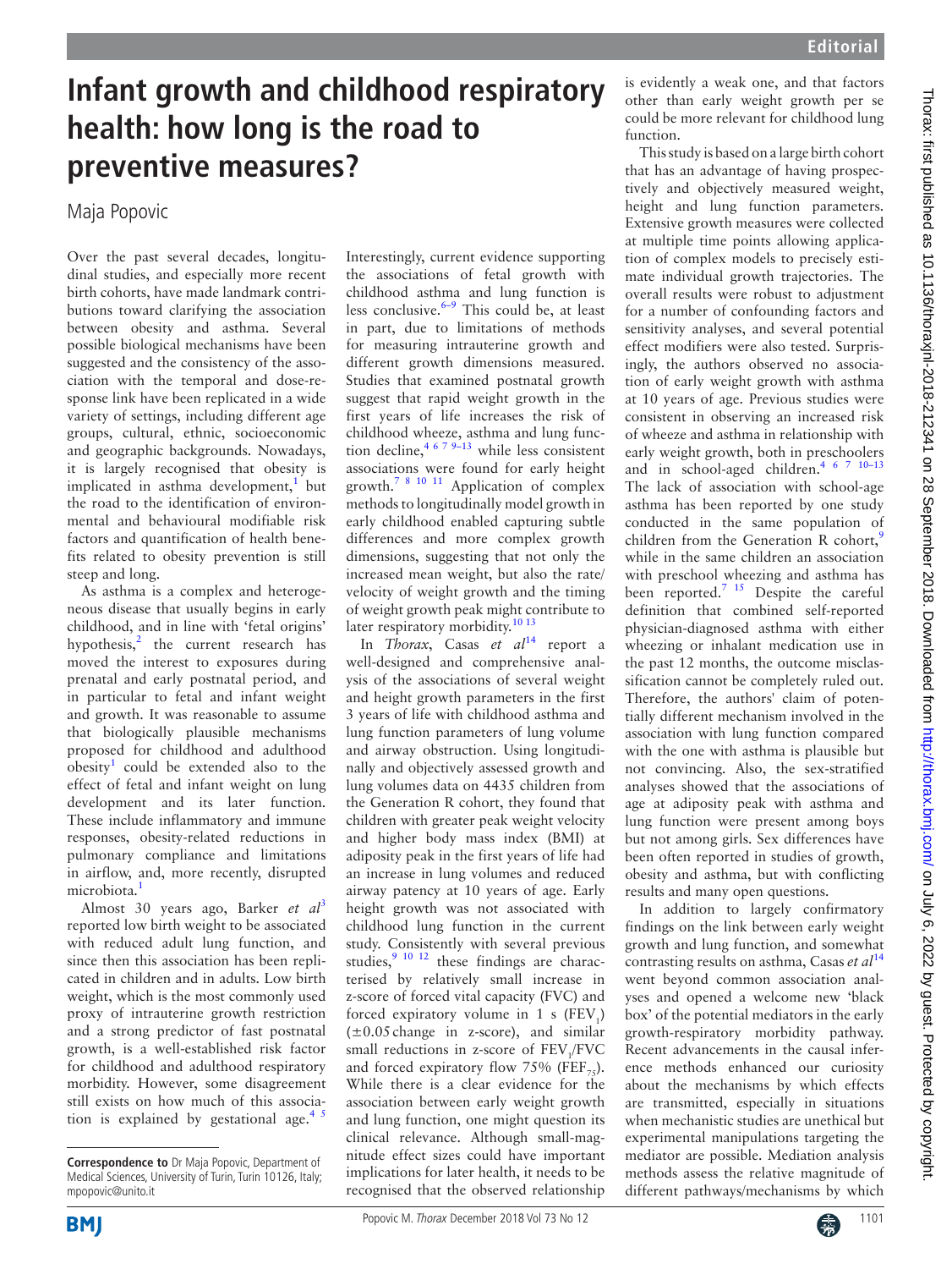# Infant growth and childhood respiratory health: how long is the road to preventive measures?

Maja Popovic

Over the past several decades, longitudinal studies, and especially more recent birth cohorts, have made landmark contributions toward clarifying the association between obesity and asthma. Several possible biological mechanisms have been suggested and the consistency of the association with the temporal and dose-response link have been replicated in a wide variety of settings, including different age groups, cultural, ethnic, socioeconomic and geographic backgrounds. Nowadays, it is largely recognised that obesity is implicated in asthma development,[1] but the road to the identification of environmental and behavioural modifiable risk factors and quantification of health benefits related to obesity prevention is still steep and long.

As asthma is a complex and heterogeneous disease that usually begins in early childhood, and in line with 'fetal origins' hypothesis,[2] the current research has moved the interest to exposures during prenatal and early postnatal period, and in particular to fetal and infant weight and growth. It was reasonable to assume that biologically plausible mechanisms proposed for childhood and adulthood obesity[1] could be extended also to the effect of fetal and infant weight on lung development and its later function. These include inflammatory and immune responses, obesity-related reductions in pulmonary compliance and limitations in airflow, and, more recently, disrupted microbiota.[1]

Almost 30 years ago, Barker *et al*[3] reported low birth weight to be associated with reduced adult lung function, and since then this association has been replicated in children and in adults. Low birth weight, which is the most commonly used proxy of intrauterine growth restriction and a strong predictor of fast postnatal growth, is a well-established risk factor for childhood and adulthood respiratory morbidity. However, some disagreement still exists on how much of this association is explained by gestational age.[4,5]

Interestingly, current evidence supporting the associations of fetal growth with childhood asthma and lung function is less conclusive.[6–9] This could be, at least in part, due to limitations of methods for measuring intrauterine growth and different growth dimensions measured. Studies that examined postnatal growth suggest that rapid weight growth in the first years of life increases the risk of childhood wheeze, asthma and lung function decline,[4,6,7,9–13] while less consistent associations were found for early height growth.[7,8,10,11] Application of complex methods to longitudinally model growth in early childhood enabled capturing subtle differences and more complex growth dimensions, suggesting that not only the increased mean weight, but also the rate/velocity of weight growth and the timing of weight growth peak might contribute to later respiratory morbidity.[10,13]

In *Thorax*, Casas *et al*[14] report a well-designed and comprehensive analysis of the associations of several weight and height growth parameters in the first 3 years of life with childhood asthma and lung function parameters of lung volume and airway obstruction. Using longitudinally and objectively assessed growth and lung volumes data on 4435 children from the Generation R cohort, they found that children with greater peak weight velocity and higher body mass index (BMI) at adiposity peak in the first years of life had an increase in lung volumes and reduced airway patency at 10 years of age. Early height growth was not associated with childhood lung function in the current study. Consistently with several previous studies,[9,10,12] these findings are characterised by relatively small increase in z-score of forced vital capacity (FVC) and forced expiratory volume in 1 s ($FEV_1$) ($\pm 0.05$ change in z-score), and similar small reductions in z-score of $FEV_1$/FVC and forced expiratory flow 75% ($FEF_{75}$). While there is a clear evidence for the association between early weight growth and lung function, one might question its clinical relevance. Although small-magnitude effect sizes could have important implications for later health, it needs to be recognised that the observed relationship is evidently a weak one, and that factors other than early weight growth per se could be more relevant for childhood lung function.

This study is based on a large birth cohort that has an advantage of having prospectively and objectively measured weight, height and lung function parameters. Extensive growth measures were collected at multiple time points allowing application of complex models to precisely estimate individual growth trajectories. The overall results were robust to adjustment for a number of confounding factors and sensitivity analyses, and several potential effect modifiers were also tested. Surprisingly, the authors observed no association of early weight growth with asthma at 10 years of age. Previous studies were consistent in observing an increased risk of wheeze and asthma in relationship with early weight growth, both in preschoolers and in school-aged children.[4,6,7,10–13] The lack of association with school-age asthma has been reported by one study conducted in the same population of children from the Generation R cohort,[9] while in the same children an association with preschool wheezing and asthma has been reported.[7,15] Despite the careful definition that combined self-reported physician-diagnosed asthma with either wheezing or inhalant medication use in the past 12 months, the outcome misclassification cannot be completely ruled out. Therefore, the authors' claim of potentially different mechanism involved in the association with lung function compared with the one with asthma is plausible but not convincing. Also, the sex-stratified analyses showed that the associations of age at adiposity peak with asthma and lung function were present among boys but not among girls. Sex differences have been often reported in studies of growth, obesity and asthma, but with conflicting results and many open questions.

In addition to largely confirmatory findings on the link between early weight growth and lung function, and somewhat contrasting results on asthma, Casas *et al*[14] went beyond common association analyses and opened a welcome new 'black box' of the potential mediators in the early growth-respiratory morbidity pathway. Recent advancements in the causal inference methods enhanced our curiosity about the mechanisms by which effects are transmitted, especially in situations when mechanistic studies are unethical but experimental manipulations targeting the mediator are possible. Mediation analysis methods assess the relative magnitude of different pathways/mechanisms by which

**Correspondence to** Dr Maja Popovic, Department of Medical Sciences, University of Turin, Turin 10126, Italy; mpopovic@unito.it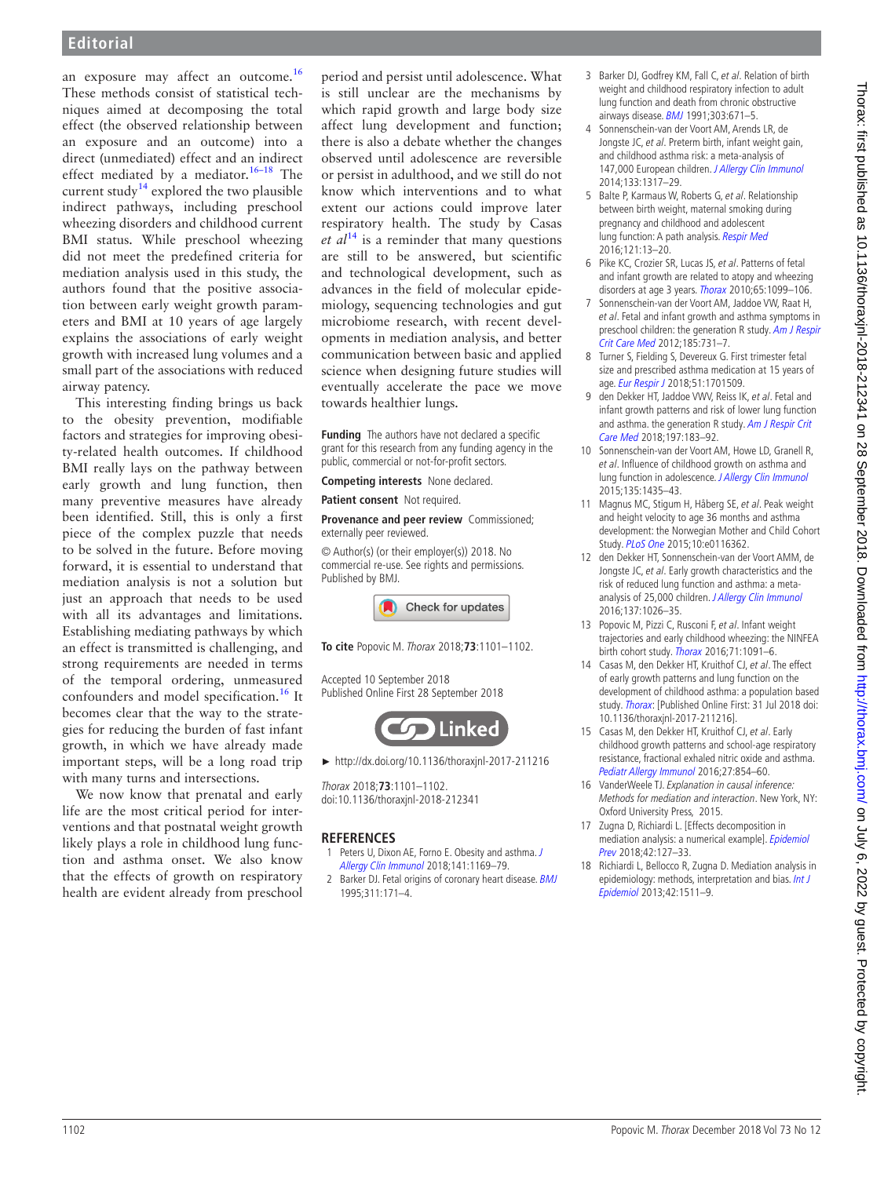an exposure may affect an outcome.[16] These methods consist of statistical techniques aimed at decomposing the total effect (the observed relationship between an exposure and an outcome) into a direct (unmediated) effect and an indirect effect mediated by a mediator.[16–18] The current study[14] explored the two plausible indirect pathways, including preschool wheezing disorders and childhood current BMI status. While preschool wheezing did not meet the predefined criteria for mediation analysis used in this study, the authors found that the positive association between early weight growth parameters and BMI at 10 years of age largely explains the associations of early weight growth with increased lung volumes and a small part of the associations with reduced airway patency.

This interesting finding brings us back to the obesity prevention, modifiable factors and strategies for improving obesity-related health outcomes. If childhood BMI really lays on the pathway between early growth and lung function, then many preventive measures have already been identified. Still, this is only a first piece of the complex puzzle that needs to be solved in the future. Before moving forward, it is essential to understand that mediation analysis is not a solution but just an approach that needs to be used with all its advantages and limitations. Establishing mediating pathways by which an effect is transmitted is challenging, and strong requirements are needed in terms of the temporal ordering, unmeasured confounders and model specification.[16] It becomes clear that the way to the strategies for reducing the burden of fast infant growth, in which we have already made important steps, will be a long road trip with many turns and intersections.

We now know that prenatal and early life are the most critical period for interventions and that postnatal weight growth likely plays a role in childhood lung function and asthma onset. We also know that the effects of growth on respiratory health are evident already from preschool period and persist until adolescence. What is still unclear are the mechanisms by which rapid growth and large body size affect lung development and function; there is also a debate whether the changes observed until adolescence are reversible or persist in adulthood, and we still do not know which interventions and to what extent our actions could improve later respiratory health. The study by Casas *et al*[14] is a reminder that many questions are still to be answered, but scientific and technological development, such as advances in the field of molecular epidemiology, sequencing technologies and gut microbiome research, with recent developments in mediation analysis, and better communication between basic and applied science when designing future studies will eventually accelerate the pace we move towards healthier lungs.

**Funding** The authors have not declared a specific grant for this research from any funding agency in the public, commercial or not-for-profit sectors.

**Competing interests** None declared.

**Patient consent** Not required.

**Provenance and peer review** Commissioned; externally peer reviewed.

© Author(s) (or their employer(s)) 2018. No commercial re-use. See rights and permissions. Published by BMJ.

**To cite** Popovic M. *Thorax* 2018;**73**:1101–1102.

Accepted 10 September 2018
Published Online First 28 September 2018

► http://dx.doi.org/10.1136/thoraxjnl-2017-211216

*Thorax* 2018;**73**:1101–1102.
doi:10.1136/thoraxjnl-2018-212341

## REFERENCES

1. Peters U, Dixon AE, Forno E. Obesity and asthma. *J Allergy Clin Immunol* 2018;141:1169–79.
2. Barker DJ. Fetal origins of coronary heart disease. *BMJ* 1995;311:171–4.
3. Barker DJ, Godfrey KM, Fall C, *et al*. Relation of birth weight and childhood respiratory infection to adult lung function and death from chronic obstructive airways disease. *BMJ* 1991;303:671–5.
4. Sonnenschein-van der Voort AM, Arends LR, de Jongste JC, *et al*. Preterm birth, infant weight gain, and childhood asthma risk: a meta-analysis of 147,000 European children. *J Allergy Clin Immunol* 2014;133:1317–29.
5. Balte P, Karmaus W, Roberts G, *et al*. Relationship between birth weight, maternal smoking during pregnancy and childhood and adolescent lung function: A path analysis. *Respir Med* 2016;121:13–20.
6. Pike KC, Crozier SR, Lucas JS, *et al*. Patterns of fetal and infant growth are related to atopy and wheezing disorders at age 3 years. *Thorax* 2010;65:1099–106.
7. Sonnenschein-van der Voort AM, Jaddoe VW, Raat H, *et al*. Fetal and infant growth and asthma symptoms in preschool children: the generation R study. *Am J Respir Crit Care Med* 2012;185:731–7.
8. Turner S, Fielding S, Devereux G. First trimester fetal size and prescribed asthma medication at 15 years of age. *Eur Respir J* 2018;51:1701509.
9. den Dekker HT, Jaddoe VWV, Reiss IK, *et al*. Fetal and infant growth patterns and risk of lower lung function and asthma. the generation R study. *Am J Respir Crit Care Med* 2018;197:183–92.
10. Sonnenschein-van der Voort AM, Howe LD, Granell R, *et al*. Influence of childhood growth on asthma and lung function in adolescence. *J Allergy Clin Immunol* 2015;135:1435–43.
11. Magnus MC, Stigum H, Håberg SE, *et al*. Peak weight and height velocity to age 36 months and asthma development: the Norwegian Mother and Child Cohort Study. *PLoS One* 2015;10:e0116362.
12. den Dekker HT, Sonnenschein-van der Voort AMM, de Jongste JC, *et al*. Early growth characteristics and the risk of reduced lung function and asthma: a meta-analysis of 25,000 children. *J Allergy Clin Immunol* 2016;137:1026–35.
13. Popovic M, Pizzi C, Rusconi F, *et al*. Infant weight trajectories and early childhood wheezing: the NINFEA birth cohort study. *Thorax* 2016;71:1091–6.
14. Casas M, den Dekker HT, Kruithof CJ, *et al*. The effect of early growth patterns and lung function on the development of childhood asthma: a population based study. *Thorax*: [Published Online First: 31 Jul 2018 doi: 10.1136/thoraxjnl-2017-211216].
15. Casas M, den Dekker HT, Kruithof CJ, *et al*. Early childhood growth patterns and school-age respiratory resistance, fractional exhaled nitric oxide and asthma. *Pediatr Allergy Immunol* 2016;27:854–60.
16. VanderWeele TJ. *Explanation in causal inference: Methods for mediation and interaction*. New York, NY: Oxford University Press, 2015.
17. Zugna D, Richiardi L. [Effects decomposition in mediation analysis: a numerical example]. *Epidemiol Prev* 2018;42:127–33.
18. Richiardi L, Bellocco R, Zugna D. Mediation analysis in epidemiology: methods, interpretation and bias. *Int J Epidemiol* 2013;42:1511–9.